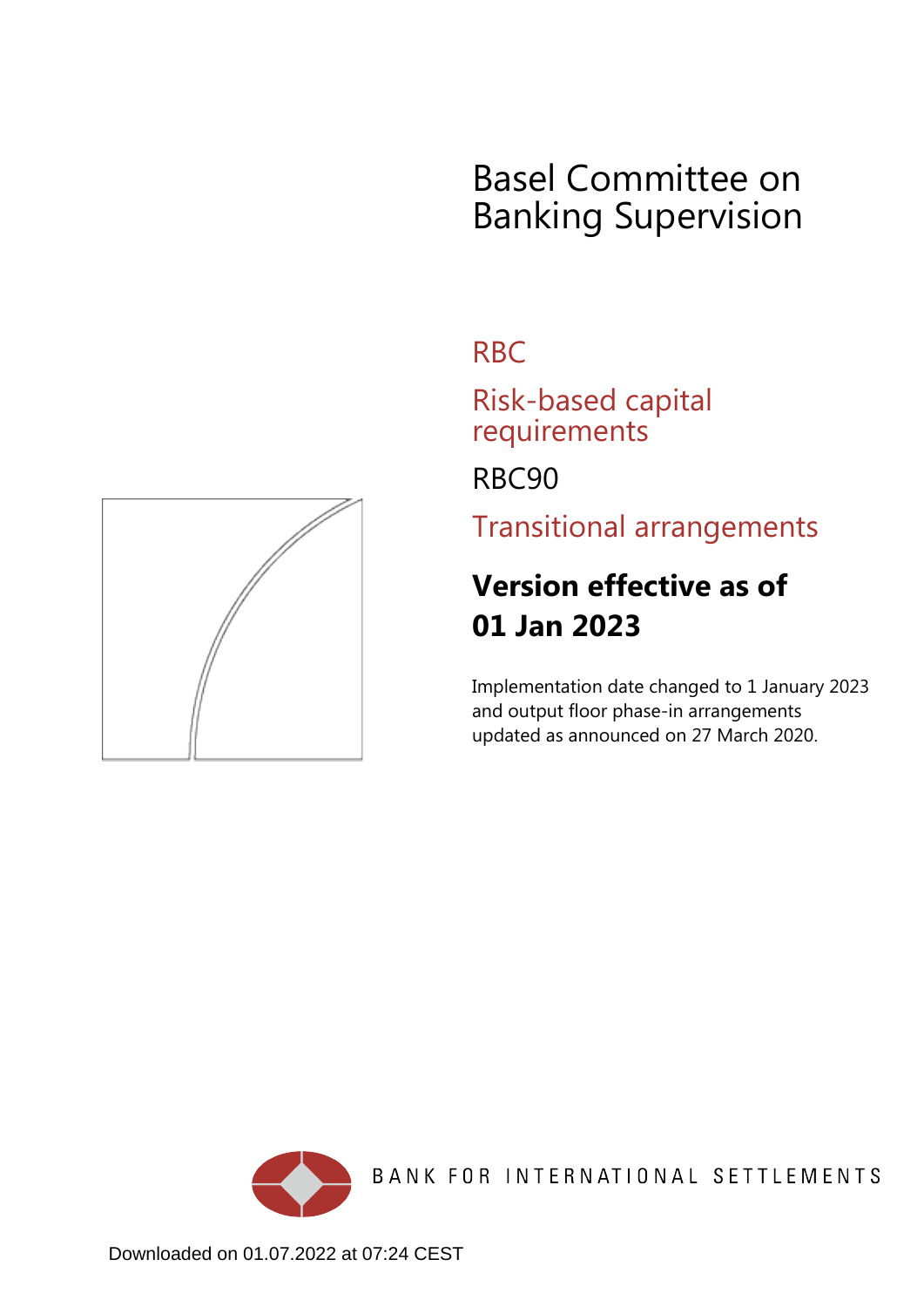# Basel Committee on Banking Supervision

## RBC

## Risk-based capital requirements

## RBC90

## Transitional arrangements

**Version effective as of 01 Jan 2023**

Implementation date changed to 1 January 2023 and output floor phase-in arrangements updated as announced on 27 March 2020.

BANK FOR INTERNATIONAL SETTLEMENTS

Downloaded on 01.07.2022 at 07:24 CEST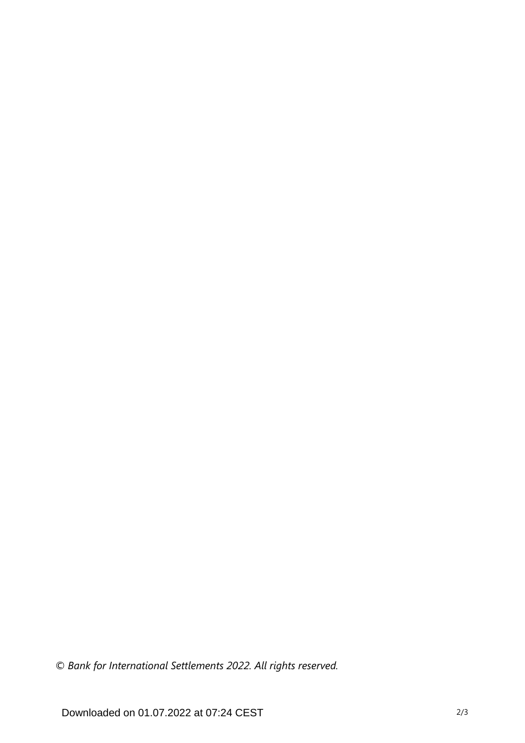*© Bank for International Settlements 2022. All rights reserved.*

Downloaded on 01.07.2022 at 07:24 CEST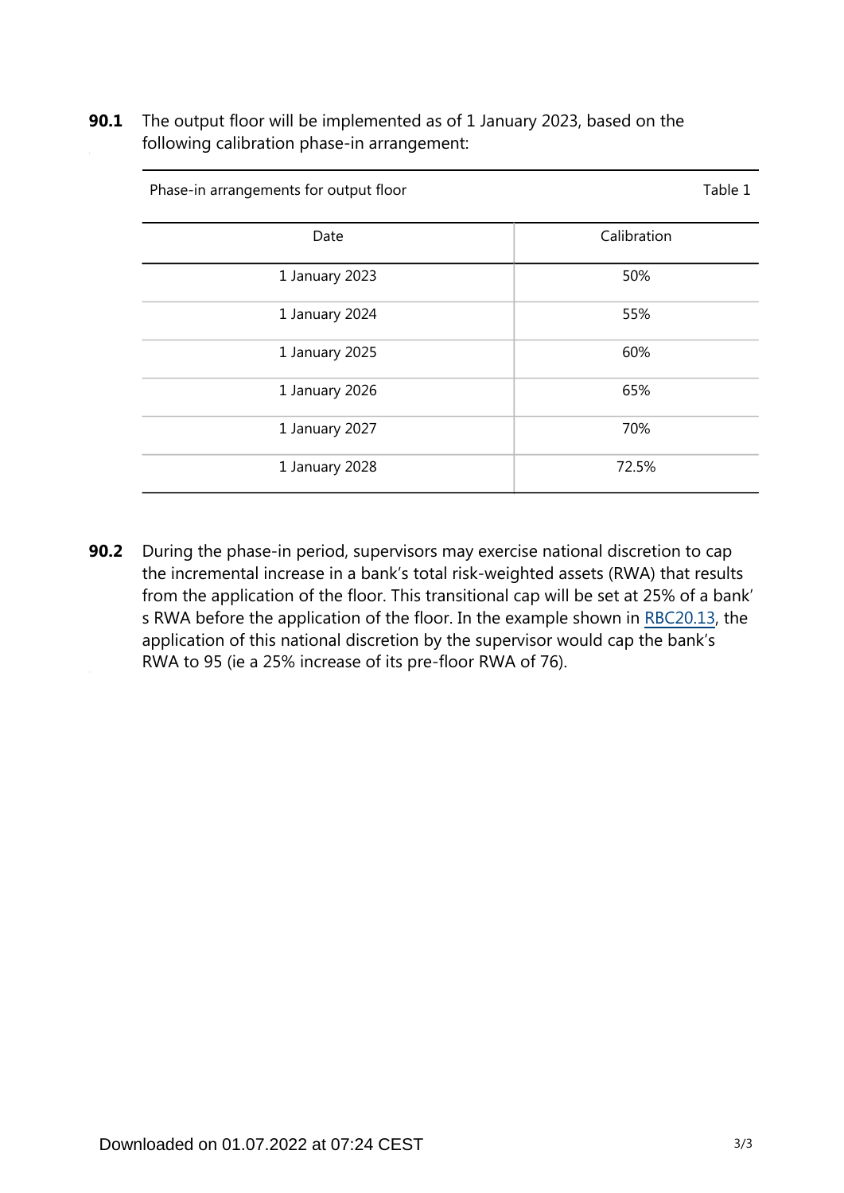**90.1** The output floor will be implemented as of 1 January 2023, based on the following calibration phase-in arrangement:

Phase-in arrangements for output floor — Table 1

| Date | Calibration |
|---|---|
| 1 January 2023 | 50% |
| 1 January 2024 | 55% |
| 1 January 2025 | 60% |
| 1 January 2026 | 65% |
| 1 January 2027 | 70% |
| 1 January 2028 | 72.5% |

**90.2** During the phase-in period, supervisors may exercise national discretion to cap the incremental increase in a bank's total risk-weighted assets (RWA) that results from the application of the floor. This transitional cap will be set at 25% of a bank's RWA before the application of the floor. In the example shown in RBC20.13, the application of this national discretion by the supervisor would cap the bank's RWA to 95 (ie a 25% increase of its pre-floor RWA of 76).

Downloaded on 01.07.2022 at 07:24 CEST